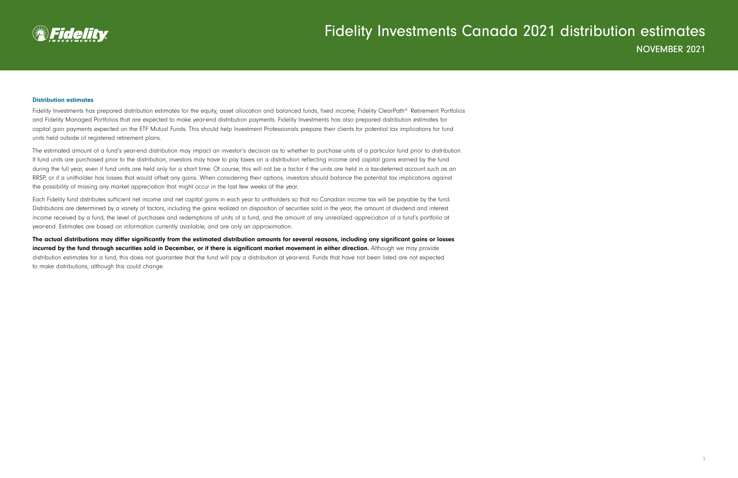# Fidelity Investments Canada 2021 distribution estimates

NOVEMBER 2021

### Distribution estimates

Fidelity Investments has prepared distribution estimates for the equity, asset allocation and balanced funds, fixed income, Fidelity ClearPath® Retirement Portfolios and Fidelity Managed Portfolios that are expected to make year-end distribution payments. Fidelity Investments has also prepared distribution estimates for capital gain payments expected on the ETF Mutual Funds. This should help Investment Professionals prepare their clients for potential tax implications for fund units held outside of registered retirement plans.

The estimated amount of a fund's year-end distribution may impact an investor's decision as to whether to purchase units of a particular fund prior to distribution. If fund units are purchased prior to the distribution, investors may have to pay taxes on a distribution reflecting income and capital gains earned by the fund during the full year, even if fund units are held only for a short time. Of course, this will not be a factor if the units are held in a tax-deferred account such as an RRSP, or if a unitholder has losses that would offset any gains. When considering their options, investors should balance the potential tax implications against the possibility of missing any market appreciation that might occur in the last few weeks of the year.

Each Fidelity fund distributes sufficient net income and net capital gains in each year to unitholders so that no Canadian income tax will be payable by the fund. Distributions are determined by a variety of factors, including the gains realized on disposition of securities sold in the year, the amount of dividend and interest income received by a fund, the level of purchases and redemptions of units of a fund, and the amount of any unrealized appreciation of a fund's portfolio at year-end. Estimates are based on information currently available, and are only an approximation.

**The actual distributions may differ significantly from the estimated distribution amounts for several reasons, including any significant gains or losses incurred by the fund through securities sold in December, or if there is significant market movement in either direction.** Although we may provide distribution estimates for a fund, this does not guarantee that the fund will pay a distribution at year-end. Funds that have not been listed are not expected to make distributions, although this could change.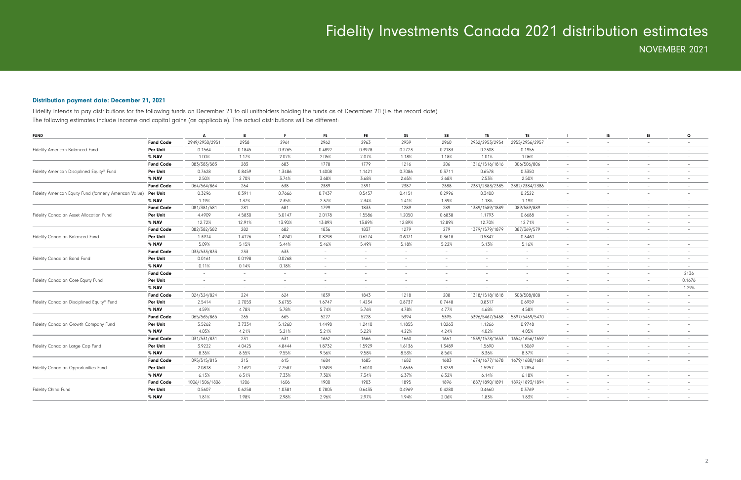# Fidelity Investments Canada 2021 distribution estimates

## NOVEMBER 2021

### Distribution payment date: December 21, 2021

Fidelity intends to pay distributions for the following funds on December 21 to all unitholders holding the funds as of December 20 (i.e. the record date).
The following estimates include income and capital gains (as applicable). The actual distributions will be different:

| FUND | | A | B | F | F5 | F8 | S5 | S8 | T5 | T8 | I | I5 | I8 | Q |
|---|---|---|---|---|---|---|---|---|---|---|---|---|---|---|
| Fidelity American Balanced Fund | **Fund Code** | 2949/2950/2951 | 2958 | 2961 | 2962 | 2963 | 2959 | 2960 | 2952/2953/2954 | 2955/2956/2957 | – | – | – | – |
| | **Per Unit** | 0.1564 | 0.1845 | 0.3265 | 0.4892 | 0.3978 | 0.2723 | 0.2183 | 0.2308 | 0.1956 | – | – | – | – |
| | **% NAV** | 1.00% | 1.17% | 2.02% | 2.05% | 2.07% | 1.18% | 1.18% | 1.01% | 1.06% | – | – | – | – |
| Fidelity American Disciplined Equity® Fund | **Fund Code** | 083/383/583 | 283 | 683 | 1778 | 1779 | 1216 | 206 | 1316/1516/1816 | 006/506/806 | – | – | – | – |
| | **Per Unit** | 0.7628 | 0.8459 | 1.3486 | 1.4008 | 1.1421 | 0.7086 | 0.3711 | 0.6578 | 0.3350 | – | – | – | – |
| | **% NAV** | 2.50% | 2.70% | 3.74% | 3.68% | 3.68% | 2.65% | 2.68% | 2.53% | 2.50% | – | – | – | – |
| Fidelity American Equity Fund (formerly American Value) | **Fund Code** | 064/564/864 | 264 | 638 | 2389 | 2391 | 2387 | 2388 | 2381/2383/2385 | 2382/2384/2386 | – | – | – | – |
| | **Per Unit** | 0.3296 | 0.3911 | 0.7666 | 0.7437 | 0.5437 | 0.4151 | 0.2996 | 0.3400 | 0.2522 | – | – | – | – |
| | **% NAV** | 1.19% | 1.37% | 2.35% | 2.37% | 2.34% | 1.41% | 1.39% | 1.18% | 1.19% | – | – | – | – |
| Fidelity Canadian Asset Allocation Fund | **Fund Code** | 081/381/581 | 281 | 681 | 1799 | 1833 | 1289 | 289 | 1389/1589/1889 | 089/589/889 | – | – | – | – |
| | **Per Unit** | 4.4909 | 4.5830 | 5.0147 | 2.0178 | 1.5586 | 1.2050 | 0.6838 | 1.1793 | 0.6688 | – | – | – | – |
| | **% NAV** | 12.72% | 12.91% | 13.90% | 13.89% | 13.89% | 12.89% | 12.89% | 12.70% | 12.71% | – | – | – | – |
| Fidelity Canadian Balanced Fund | **Fund Code** | 082/382/582 | 282 | 682 | 1836 | 1837 | 1279 | 279 | 1379/1579/1879 | 087/369/579 | – | – | – | – |
| | **Per Unit** | 1.3974 | 1.4126 | 1.4940 | 0.8298 | 0.6274 | 0.6071 | 0.3618 | 0.5842 | 0.3460 | – | – | – | – |
| | **% NAV** | 5.09% | 5.15% | 5.44% | 5.46% | 5.49% | 5.18% | 5.22% | 5.13% | 5.16% | – | – | – | – |
| Fidelity Canadian Bond Fund | **Fund Code** | 033/533/833 | 233 | 633 | – | – | – | – | – | – | – | – | – | – |
| | **Per Unit** | 0.0161 | 0.0198 | 0.0268 | – | – | – | – | – | – | – | – | – | – |
| | **% NAV** | 0.11% | 0.14% | 0.18% | – | – | – | – | – | – | – | – | – | – |
| Fidelity Canadian Core Equity Fund | **Fund Code** | – | – | – | – | – | – | – | – | – | – | – | – | 2136 |
| | **Per Unit** | – | – | – | – | – | – | – | – | – | – | – | – | 0.1676 |
| | **% NAV** | – | – | – | – | – | – | – | – | – | – | – | – | 1.29% |
| Fidelity Canadian Disciplined Equity® Fund | **Fund Code** | 024/524/824 | 224 | 624 | 1839 | 1843 | 1218 | 208 | 1318/1518/1818 | 308/508/808 | – | – | – | – |
| | **Per Unit** | 2.5414 | 2.7053 | 3.6755 | 1.6747 | 1.4234 | 0.8737 | 0.7448 | 0.8317 | 0.6959 | – | – | – | – |
| | **% NAV** | 4.59% | 4.78% | 5.78% | 5.74% | 5.76% | 4.78% | 4.77% | 4.68% | 4.58% | – | – | – | – |
| Fidelity Canadian Growth Company Fund | **Fund Code** | 065/565/865 | 265 | 665 | 5227 | 5228 | 5394 | 5395 | 5396/5467/5468 | 5397/5469/5470 | – | – | – | – |
| | **Per Unit** | 3.5262 | 3.7334 | 5.1260 | 1.4498 | 1.2410 | 1.1855 | 1.0263 | 1.1266 | 0.9748 | – | – | – | – |
| | **% NAV** | 4.03% | 4.21% | 5.21% | 5.21% | 5.22% | 4.22% | 4.24% | 4.02% | 4.05% | – | – | – | – |
| Fidelity Canadian Large Cap Fund | **Fund Code** | 031/531/831 | 231 | 631 | 1662 | 1666 | 1660 | 1661 | 1539/1578/1653 | 1654/1656/1659 | – | – | – | – |
| | **Per Unit** | 3.9222 | 4.0425 | 4.8444 | 1.8732 | 1.5929 | 1.6136 | 1.3489 | 1.5690 | 1.3069 | – | – | – | – |
| | **% NAV** | 8.35% | 8.55% | 9.55% | 9.56% | 9.58% | 8.53% | 8.56% | 8.36% | 8.37% | – | – | – | – |
| Fidelity Canadian Opportunities Fund | **Fund Code** | 095/515/815 | 215 | 615 | 1684 | 1685 | 1682 | 1683 | 1674/1677/1678 | 1679/1680/1681 | – | – | – | – |
| | **Per Unit** | 2.0878 | 2.1691 | 2.7587 | 1.9493 | 1.6010 | 1.6636 | 1.3239 | 1.5957 | 1.2854 | – | – | – | – |
| | **% NAV** | 6.13% | 6.31% | 7.33% | 7.30% | 7.34% | 6.37% | 6.32% | 6.14% | 6.18% | – | – | – | – |
| Fidelity China Fund | **Fund Code** | 1006/1506/1806 | 1206 | 1606 | 1900 | 1903 | 1895 | 1896 | 1887/1890/1891 | 1892/1893/1894 | – | – | – | – |
| | **Per Unit** | 0.5607 | 0.6258 | 1.0381 | 0.7805 | 0.6435 | 0.4969 | 0.4280 | 0.4660 | 0.3769 | – | – | – | – |
| | **% NAV** | 1.81% | 1.98% | 2.98% | 2.96% | 2.97% | 1.94% | 2.06% | 1.83% | 1.83% | – | – | – | – |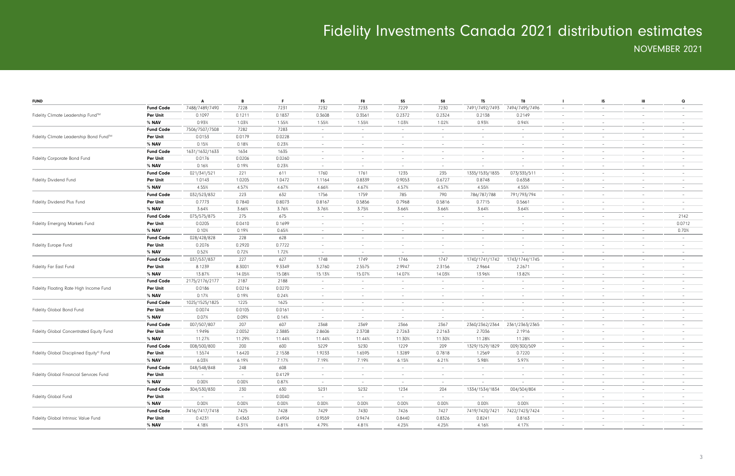# Fidelity Investments Canada 2021 distribution estimates

## NOVEMBER 2021

| FUND | | A | B | F | F5 | F8 | S5 | S8 | T5 | T8 | I | I5 | I8 | Q |
|---|---|---|---|---|---|---|---|---|---|---|---|---|---|---|
| | **Fund Code** | 7488/7489/7490 | 7228 | 7231 | 7232 | 7233 | 7229 | 7230 | 7491/7492/7493 | 7494/7495/7496 | – | – | – | – |
| Fidelity Climate Leadership Fund™ | **Per Unit** | 0.1097 | 0.1211 | 0.1837 | 0.3608 | 0.3561 | 0.2372 | 0.2324 | 0.2138 | 0.2149 | – | – | – | – |
| | **% NAV** | 0.93% | 1.03% | 1.55% | 1.55% | 1.55% | 1.03% | 1.02% | 0.93% | 0.94% | – | – | – | – |
| | **Fund Code** | 7506/7507/7508 | 7282 | 7283 | – | – | – | – | – | – | – | – | – | – |
| Fidelity Climate Leadership Bond Fund™ | **Per Unit** | 0.0153 | 0.0179 | 0.0228 | – | – | – | – | – | – | – | – | – | – |
| | **% NAV** | 0.15% | 0.18% | 0.23% | – | – | – | – | – | – | – | – | – | – |
| | **Fund Code** | 1631/1632/1633 | 1634 | 1635 | – | – | – | – | – | – | – | – | – | – |
| Fidelity Corporate Bond Fund | **Per Unit** | 0.0176 | 0.0206 | 0.0260 | – | – | – | – | – | – | – | – | – | – |
| | **% NAV** | 0.16% | 0.19% | 0.23% | – | – | – | – | – | – | – | – | – | – |
| | **Fund Code** | 021/341/521 | 221 | 611 | 1760 | 1761 | 1235 | 235 | 1335/1535/1835 | 073/335/511 | – | – | – | – |
| Fidelity Dividend Fund | **Per Unit** | 1.0143 | 1.0205 | 1.0472 | 1.1164 | 0.8339 | 0.9053 | 0.6727 | 0.8748 | 0.6358 | – | – | – | – |
| | **% NAV** | 4.55% | 4.57% | 4.67% | 4.66% | 4.67% | 4.57% | 4.57% | 4.55% | 4.55% | – | – | – | – |
| | **Fund Code** | 032/523/832 | 223 | 632 | 1756 | 1759 | 785 | 790 | 786/787/788 | 791/793/794 | – | – | – | – |
| Fidelity Dividend Plus Fund | **Per Unit** | 0.7773 | 0.7840 | 0.8073 | 0.8167 | 0.5856 | 0.7968 | 0.5816 | 0.7715 | 0.5661 | – | – | – | – |
| | **% NAV** | 3.64% | 3.66% | 3.76% | 3.76% | 3.75% | 3.66% | 3.66% | 3.64% | 3.64% | – | – | – | – |
| | **Fund Code** | 075/575/875 | 275 | 675 | – | – | – | – | – | – | – | – | – | 2142 |
| Fidelity Emerging Markets Fund | **Per Unit** | 0.0205 | 0.0410 | 0.1699 | – | – | – | – | – | – | – | – | – | 0.0712 |
| | **% NAV** | 0.10% | 0.19% | 0.65% | – | – | – | – | – | – | – | – | – | 0.70% |
| | **Fund Code** | 028/428/828 | 228 | 628 | – | – | – | – | – | – | – | – | – | – |
| Fidelity Europe Fund | **Per Unit** | 0.2076 | 0.2920 | 0.7722 | – | – | – | – | – | – | – | – | – | – |
| | **% NAV** | 0.52% | 0.72% | 1.72% | – | – | – | – | – | – | – | – | – | – |
| | **Fund Code** | 037/537/837 | 227 | 627 | 1748 | 1749 | 1746 | 1747 | 1740/1741/1742 | 1743/1744/1745 | – | – | – | – |
| Fidelity Far East Fund | **Per Unit** | 8.1239 | 8.3001 | 9.3349 | 3.2760 | 2.5575 | 2.9947 | 2.3156 | 2.9664 | 2.2671 | – | – | – | – |
| | **% NAV** | 13.87% | 14.05% | 15.08% | 15.13% | 15.07% | 14.07% | 14.03% | 13.96% | 13.82% | – | – | – | – |
| | **Fund Code** | 2175/2176/2177 | 2187 | 2188 | – | – | – | – | – | – | – | – | – | – |
| Fidelity Floating Rate High Income Fund | **Per Unit** | 0.0186 | 0.0216 | 0.0270 | – | – | – | – | – | – | – | – | – | – |
| | **% NAV** | 0.17% | 0.19% | 0.24% | – | – | – | – | – | – | – | – | – | – |
| | **Fund Code** | 1025/1525/1825 | 1225 | 1625 | – | – | – | – | – | – | – | – | – | – |
| Fidelity Global Bond Fund | **Per Unit** | 0.0074 | 0.0105 | 0.0161 | – | – | – | – | – | – | – | – | – | – |
| | **% NAV** | 0.07% | 0.09% | 0.14% | – | – | – | – | – | – | – | – | – | – |
| | **Fund Code** | 007/507/807 | 207 | 607 | 2368 | 2369 | 2366 | 2367 | 2360/2362/2364 | 2361/2363/2365 | – | – | – | – |
| Fidelity Global Concentrated Equity Fund | **Per Unit** | 1.9496 | 2.0052 | 2.3885 | 2.8606 | 2.3708 | 2.7263 | 2.2163 | 2.7036 | 2.1916 | – | – | – | – |
| | **% NAV** | 11.27% | 11.29% | 11.44% | 11.44% | 11.44% | 11.30% | 11.30% | 11.28% | 11.28% | – | – | – | – |
| | **Fund Code** | 008/500/800 | 200 | 600 | 5229 | 5230 | 1229 | 209 | 1329/1529/1829 | 009/300/509 | – | – | – | – |
| Fidelity Global Disciplined Equity® Fund | **Per Unit** | 1.5574 | 1.6420 | 2.1538 | 1.9233 | 1.6595 | 1.3289 | 0.7818 | 1.2569 | 0.7220 | – | – | – | – |
| | **% NAV** | 6.03% | 6.19% | 7.17% | 7.19% | 7.19% | 6.15% | 6.21% | 5.98% | 5.97% | – | – | – | – |
| | **Fund Code** | 048/548/848 | 248 | 608 | – | – | – | – | – | – | – | – | – | – |
| Fidelity Global Financial Services Fund | **Per Unit** | – | – | 0.4129 | – | – | – | – | – | – | – | – | – | – |
| | **% NAV** | 0.00% | 0.00% | 0.87% | – | – | – | – | – | – | – | – | – | – |
| | **Fund Code** | 304/530/830 | 230 | 630 | 5231 | 5232 | 1234 | 204 | 1334/1534/1834 | 004/504/804 | – | – | – | – |
| Fidelity Global Fund | **Per Unit** | – | – | 0.0040 | – | – | – | – | – | – | – | – | – | – |
| | **% NAV** | 0.00% | 0.00% | 0.00% | 0.00% | 0.00% | 0.00% | 0.00% | 0.00% | 0.00% | – | – | – | – |
| | **Fund Code** | 7416/7417/7418 | 7425 | 7428 | 7429 | 7430 | 7426 | 7427 | 7419/7420/7421 | 7422/7423/7424 | – | – | – | – |
| Fidelity Global Intrinsic Value Fund | **Per Unit** | 0.4231 | 0.4363 | 0.4904 | 0.9559 | 0.9474 | 0.8440 | 0.8326 | 0.8241 | 0.8163 | – | – | – | – |
| | **% NAV** | 4.18% | 4.31% | 4.81% | 4.79% | 4.81% | 4.25% | 4.25% | 4.16% | 4.17% | – | – | – | – |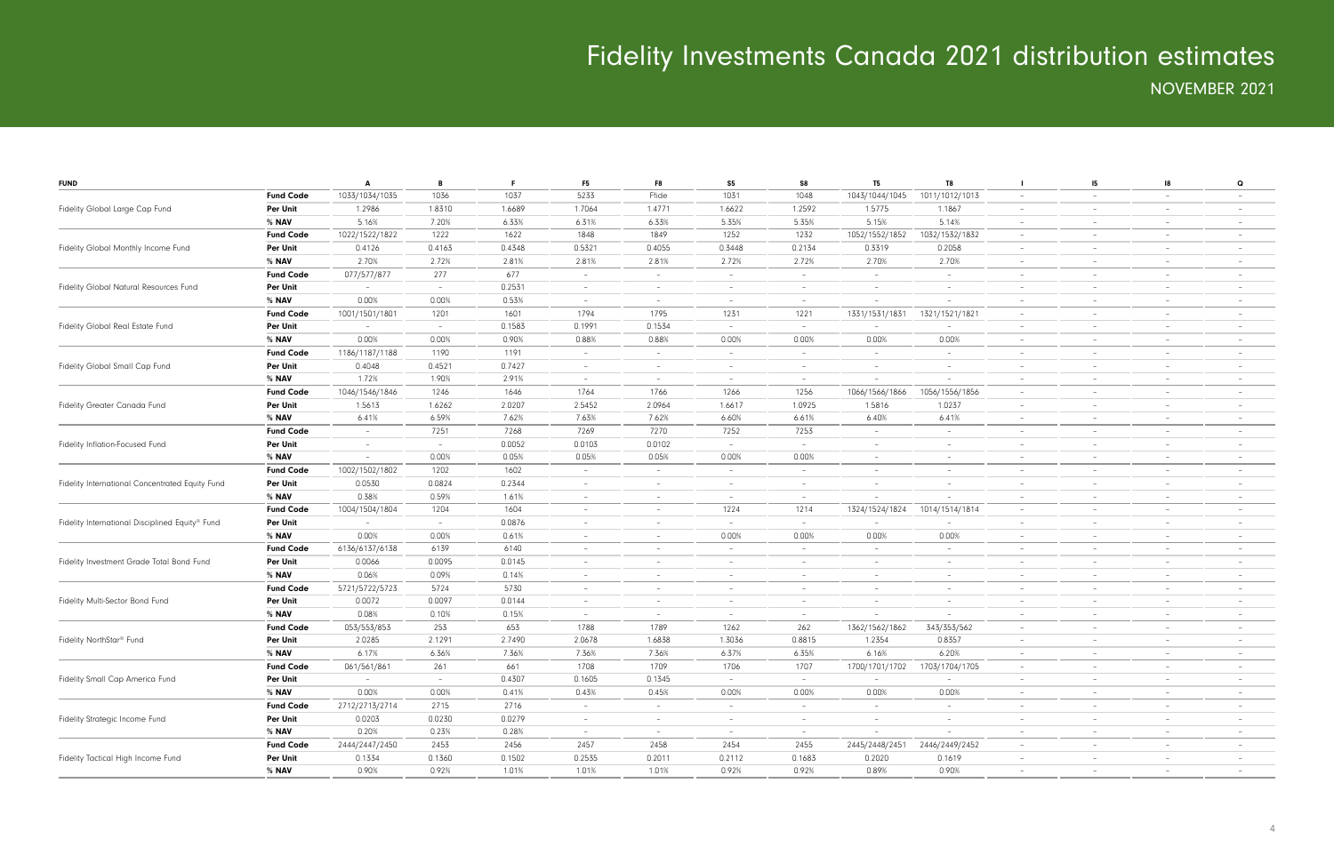# Fidelity Investments Canada 2021 distribution estimates

## NOVEMBER 2021

| FUND | | A | B | F | F5 | F8 | S5 | S8 | T5 | T8 | I | I5 | I8 | Q |
|---|---|---|---|---|---|---|---|---|---|---|---|---|---|---|
| Fidelity Global Large Cap Fund | **Fund Code** | 1033/1034/1035 | 1036 | 1037 | 5233 | Flide | 1031 | 1048 | 1043/1044/1045 | 1011/1012/1013 | - | - | - | - |
| | **Per Unit** | 1.2986 | 1.8310 | 1.6689 | 1.7064 | 1.4771 | 1.6622 | 1.2592 | 1.5775 | 1.1867 | - | - | - | - |
| | **% NAV** | 5.16% | 7.20% | 6.33% | 6.31% | 6.33% | 5.35% | 5.35% | 5.15% | 5.14% | - | - | - | - |
| Fidelity Global Monthly Income Fund | **Fund Code** | 1022/1522/1822 | 1222 | 1622 | 1848 | 1849 | 1252 | 1232 | 1052/1552/1852 | 1032/1532/1832 | - | - | - | - |
| | **Per Unit** | 0.4126 | 0.4163 | 0.4348 | 0.5321 | 0.4055 | 0.3448 | 0.2134 | 0.3319 | 0.2058 | - | - | - | - |
| | **% NAV** | 2.70% | 2.72% | 2.81% | 2.81% | 2.81% | 2.72% | 2.72% | 2.70% | 2.70% | - | - | - | - |
| Fidelity Global Natural Resources Fund | **Fund Code** | 077/577/877 | 277 | 677 | - | - | - | - | - | - | - | - | - | - |
| | **Per Unit** | - | - | 0.2531 | - | - | - | - | - | - | - | - | - | - |
| | **% NAV** | 0.00% | 0.00% | 0.53% | - | - | - | - | - | - | - | - | - | - |
| Fidelity Global Real Estate Fund | **Fund Code** | 1001/1501/1801 | 1201 | 1601 | 1794 | 1795 | 1231 | 1221 | 1331/1531/1831 | 1321/1521/1821 | - | - | - | - |
| | **Per Unit** | - | - | 0.1583 | 0.1991 | 0.1534 | - | - | - | - | - | - | - | - |
| | **% NAV** | 0.00% | 0.00% | 0.90% | 0.88% | 0.88% | 0.00% | 0.00% | 0.00% | 0.00% | - | - | - | - |
| Fidelity Global Small Cap Fund | **Fund Code** | 1186/1187/1188 | 1190 | 1191 | - | - | - | - | - | - | - | - | - | - |
| | **Per Unit** | 0.4048 | 0.4521 | 0.7427 | - | - | - | - | - | - | - | - | - | - |
| | **% NAV** | 1.72% | 1.90% | 2.91% | - | - | - | - | - | - | - | - | - | - |
| Fidelity Greater Canada Fund | **Fund Code** | 1046/1546/1846 | 1246 | 1646 | 1764 | 1766 | 1266 | 1256 | 1066/1566/1866 | 1056/1556/1856 | - | - | - | - |
| | **Per Unit** | 1.5613 | 1.6262 | 2.0207 | 2.5452 | 2.0964 | 1.6617 | 1.0925 | 1.5816 | 1.0237 | - | - | - | - |
| | **% NAV** | 6.41% | 6.59% | 7.62% | 7.63% | 7.62% | 6.60% | 6.61% | 6.40% | 6.41% | - | - | - | - |
| Fidelity Inflation-Focused Fund | **Fund Code** | - | 7251 | 7268 | 7269 | 7270 | 7252 | 7253 | - | - | - | - | - | - |
| | **Per Unit** | - | - | 0.0052 | 0.0103 | 0.0102 | - | - | - | - | - | - | - | - |
| | **% NAV** | - | 0.00% | 0.05% | 0.05% | 0.05% | 0.00% | 0.00% | - | - | - | - | - | - |
| Fidelity International Concentrated Equity Fund | **Fund Code** | 1002/1502/1802 | 1202 | 1602 | - | - | - | - | - | - | - | - | - | - |
| | **Per Unit** | 0.0530 | 0.0824 | 0.2344 | - | - | - | - | - | - | - | - | - | - |
| | **% NAV** | 0.38% | 0.59% | 1.61% | - | - | - | - | - | - | - | - | - | - |
| Fidelity International Disciplined Equity® Fund | **Fund Code** | 1004/1504/1804 | 1204 | 1604 | - | - | 1224 | 1214 | 1324/1524/1824 | 1014/1514/1814 | - | - | - | - |
| | **Per Unit** | - | - | 0.0876 | - | - | - | - | - | - | - | - | - | - |
| | **% NAV** | 0.00% | 0.00% | 0.61% | - | - | 0.00% | 0.00% | 0.00% | 0.00% | - | - | - | - |
| Fidelity Investment Grade Total Bond Fund | **Fund Code** | 6136/6137/6138 | 6139 | 6140 | - | - | - | - | - | - | - | - | - | - |
| | **Per Unit** | 0.0066 | 0.0095 | 0.0145 | - | - | - | - | - | - | - | - | - | - |
| | **% NAV** | 0.06% | 0.09% | 0.14% | - | - | - | - | - | - | - | - | - | - |
| Fidelity Multi-Sector Bond Fund | **Fund Code** | 5721/5722/5723 | 5724 | 5730 | - | - | - | - | - | - | - | - | - | - |
| | **Per Unit** | 0.0072 | 0.0097 | 0.0144 | - | - | - | - | - | - | - | - | - | - |
| | **% NAV** | 0.08% | 0.10% | 0.15% | - | - | - | - | - | - | - | - | - | - |
| Fidelity NorthStar® Fund | **Fund Code** | 053/553/853 | 253 | 653 | 1788 | 1789 | 1262 | 262 | 1362/1562/1862 | 343/353/562 | - | - | - | - |
| | **Per Unit** | 2.0285 | 2.1291 | 2.7490 | 2.0678 | 1.6838 | 1.3036 | 0.8815 | 1.2354 | 0.8357 | - | - | - | - |
| | **% NAV** | 6.17% | 6.36% | 7.36% | 7.36% | 7.36% | 6.37% | 6.35% | 6.16% | 6.20% | - | - | - | - |
| Fidelity Small Cap America Fund | **Fund Code** | 061/561/861 | 261 | 661 | 1708 | 1709 | 1706 | 1707 | 1700/1701/1702 | 1703/1704/1705 | - | - | - | - |
| | **Per Unit** | - | - | 0.4307 | 0.1605 | 0.1345 | - | - | - | - | - | - | - | - |
| | **% NAV** | 0.00% | 0.00% | 0.41% | 0.43% | 0.45% | 0.00% | 0.00% | 0.00% | 0.00% | - | - | - | - |
| Fidelity Strategic Income Fund | **Fund Code** | 2712/2713/2714 | 2715 | 2716 | - | - | - | - | - | - | - | - | - | - |
| | **Per Unit** | 0.0203 | 0.0230 | 0.0279 | - | - | - | - | - | - | - | - | - | - |
| | **% NAV** | 0.20% | 0.23% | 0.28% | - | - | - | - | - | - | - | - | - | - |
| Fidelity Tactical High Income Fund | **Fund Code** | 2444/2447/2450 | 2453 | 2456 | 2457 | 2458 | 2454 | 2455 | 2445/2448/2451 | 2446/2449/2452 | - | - | - | - |
| | **Per Unit** | 0.1334 | 0.1360 | 0.1502 | 0.2535 | 0.2011 | 0.2112 | 0.1683 | 0.2020 | 0.1619 | - | - | - | - |
| | **% NAV** | 0.90% | 0.92% | 1.01% | 1.01% | 1.01% | 0.92% | 0.92% | 0.89% | 0.90% | - | - | - | - |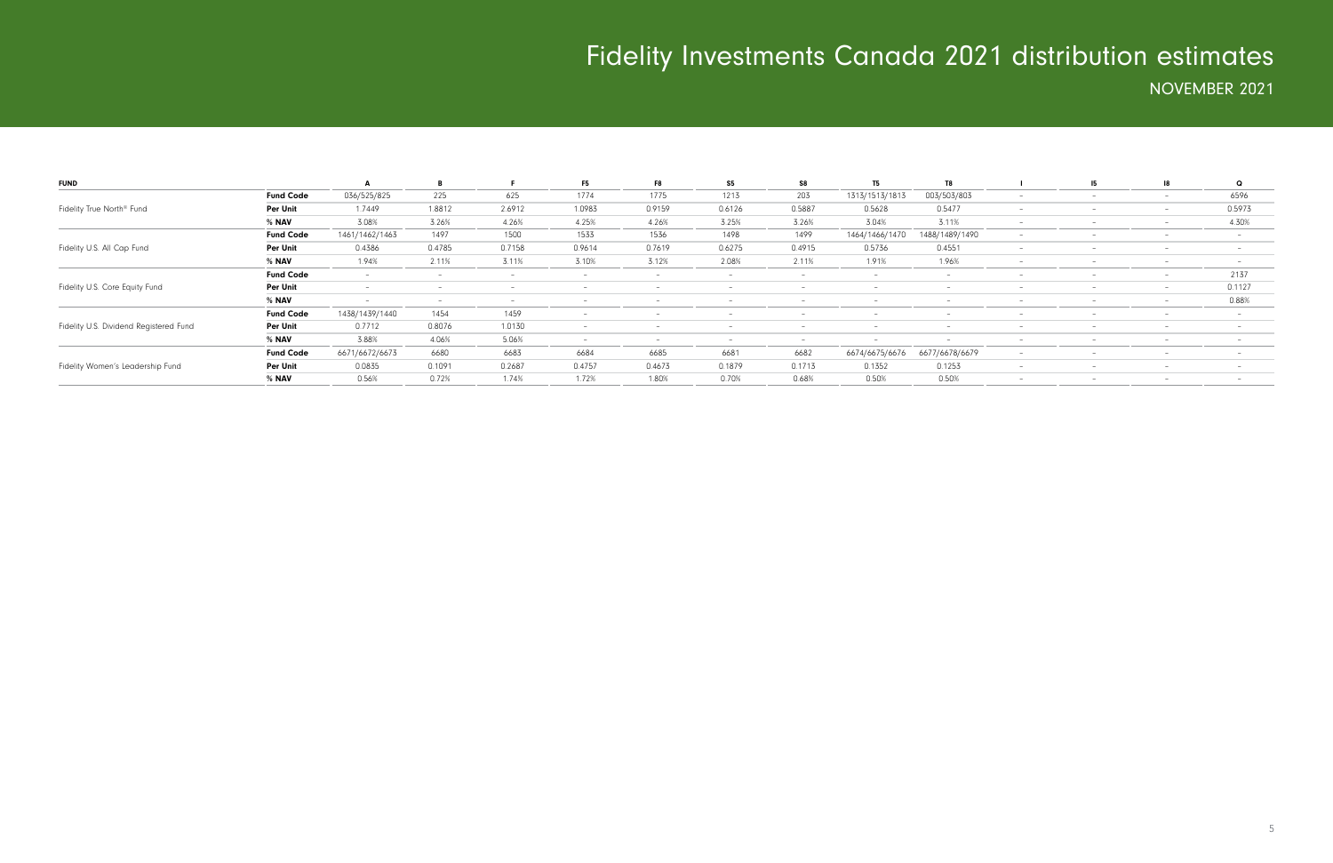# Fidelity Investments Canada 2021 distribution estimates

NOVEMBER 2021

| FUND | | A | B | F | F5 | F8 | S5 | S8 | T5 | T8 | I | I5 | I8 | Q |
|---|---|---|---|---|---|---|---|---|---|---|---|---|---|---|
| Fidelity True North® Fund | Fund Code | 036/525/825 | 225 | 625 | 1774 | 1775 | 1213 | 203 | 1313/1513/1813 | 003/503/803 | – | – | – | 6596 |
| | Per Unit | 1.7449 | 1.8812 | 2.6912 | 1.0983 | 0.9159 | 0.6126 | 0.5887 | 0.5628 | 0.5477 | – | – | – | 0.5973 |
| | % NAV | 3.08% | 3.26% | 4.26% | 4.25% | 4.26% | 3.25% | 3.26% | 3.04% | 3.11% | – | – | – | 4.30% |
| Fidelity U.S. All Cap Fund | Fund Code | 1461/1462/1463 | 1497 | 1500 | 1533 | 1536 | 1498 | 1499 | 1464/1466/1470 | 1488/1489/1490 | – | – | – | – |
| | Per Unit | 0.4386 | 0.4785 | 0.7158 | 0.9614 | 0.7619 | 0.6275 | 0.4915 | 0.5736 | 0.4551 | – | – | – | – |
| | % NAV | 1.94% | 2.11% | 3.11% | 3.10% | 3.12% | 2.08% | 2.11% | 1.91% | 1.96% | – | – | – | – |
| Fidelity U.S. Core Equity Fund | Fund Code | – | – | – | – | – | – | – | – | – | – | – | – | 2137 |
| | Per Unit | – | – | – | – | – | – | – | – | – | – | – | – | 0.1127 |
| | % NAV | – | – | – | – | – | – | – | – | – | – | – | – | 0.88% |
| Fidelity U.S. Dividend Registered Fund | Fund Code | 1438/1439/1440 | 1454 | 1459 | – | – | – | – | – | – | – | – | – | – |
| | Per Unit | 0.7712 | 0.8076 | 1.0130 | – | – | – | – | – | – | – | – | – | – |
| | % NAV | 3.88% | 4.06% | 5.06% | – | – | – | – | – | – | – | – | – | – |
| Fidelity Women's Leadership Fund | Fund Code | 6671/6672/6673 | 6680 | 6683 | 6684 | 6685 | 6681 | 6682 | 6674/6675/6676 | 6677/6678/6679 | – | – | – | – |
| | Per Unit | 0.0835 | 0.1091 | 0.2687 | 0.4757 | 0.4673 | 0.1879 | 0.1713 | 0.1352 | 0.1253 | – | – | – | – |
| | % NAV | 0.56% | 0.72% | 1.74% | 1.72% | 1.80% | 0.70% | 0.68% | 0.50% | 0.50% | – | – | – | – |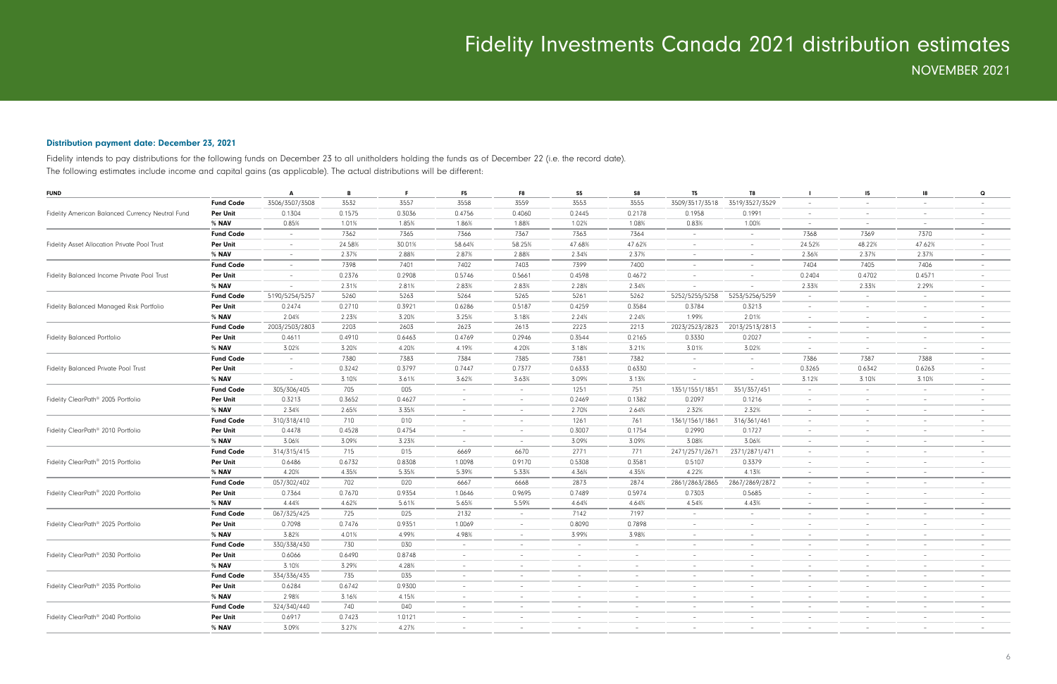# Fidelity Investments Canada 2021 distribution estimates

## NOVEMBER 2021

**Distribution payment date: December 23, 2021**

Fidelity intends to pay distributions for the following funds on December 23 to all unitholders holding the funds as of December 22 (i.e. the record date).
The following estimates include income and capital gains (as applicable). The actual distributions will be different:

| FUND | | A | B | F | F5 | F8 | S5 | S8 | T5 | T8 | I | I5 | I8 | Q |
|---|---|---|---|---|---|---|---|---|---|---|---|---|---|---|
| | **Fund Code** | 3506/3507/3508 | 3532 | 3557 | 3558 | 3559 | 3553 | 3555 | 3509/3517/3518 | 3519/3527/3529 | – | – | – | – |
| Fidelity American Balanced Currency Neutral Fund | **Per Unit** | 0.1304 | 0.1575 | 0.3036 | 0.4756 | 0.4060 | 0.2445 | 0.2178 | 0.1958 | 0.1991 | – | – | – | – |
| | **% NAV** | 0.85% | 1.01% | 1.85% | 1.86% | 1.88% | 1.02% | 1.08% | 0.83% | 1.00% | – | – | – | – |
| | **Fund Code** | – | 7362 | 7365 | 7366 | 7367 | 7363 | 7364 | – | – | 7368 | 7369 | 7370 | – |
| Fidelity Asset Allocation Private Pool Trust | **Per Unit** | – | 24.58% | 30.01% | 58.64% | 58.25% | 47.68% | 47.62% | – | – | 24.52% | 48.22% | 47.62% | – |
| | **% NAV** | – | 2.37% | 2.88% | 2.87% | 2.88% | 2.34% | 2.37% | – | – | 2.36% | 2.37% | 2.37% | – |
| | **Fund Code** | – | 7398 | 7401 | 7402 | 7403 | 7399 | 7400 | – | – | 7404 | 7405 | 7406 | – |
| Fidelity Balanced Income Private Pool Trust | **Per Unit** | – | 0.2376 | 0.2908 | 0.5746 | 0.5661 | 0.4598 | 0.4672 | – | – | 0.2404 | 0.4702 | 0.4571 | – |
| | **% NAV** | – | 2.31% | 2.81% | 2.83% | 2.83% | 2.28% | 2.34% | – | – | 2.33% | 2.33% | 2.29% | – |
| | **Fund Code** | 5190/5254/5257 | 5260 | 5263 | 5264 | 5265 | 5261 | 5262 | 5252/5255/5258 | 5253/5256/5259 | – | – | – | – |
| Fidelity Balanced Managed Risk Portfolio | **Per Unit** | 0.2474 | 0.2710 | 0.3921 | 0.6286 | 0.5187 | 0.4259 | 0.3584 | 0.3784 | 0.3213 | – | – | – | – |
| | **% NAV** | 2.04% | 2.23% | 3.20% | 3.25% | 3.18% | 2.24% | 2.24% | 1.99% | 2.01% | – | – | – | – |
| | **Fund Code** | 2003/2503/2803 | 2203 | 2603 | 2623 | 2613 | 2223 | 2213 | 2023/2523/2823 | 2013/2513/2813 | – | – | – | – |
| Fidelity Balanced Portfolio | **Per Unit** | 0.4611 | 0.4910 | 0.6463 | 0.4769 | 0.2946 | 0.3544 | 0.2165 | 0.3330 | 0.2027 | – | – | – | – |
| | **% NAV** | 3.02% | 3.20% | 4.20% | 4.19% | 4.20% | 3.18% | 3.21% | 3.01% | 3.02% | – | – | – | – |
| | **Fund Code** | – | 7380 | 7383 | 7384 | 7385 | 7381 | 7382 | – | – | 7386 | 7387 | 7388 | – |
| Fidelity Balanced Private Pool Trust | **Per Unit** | – | 0.3242 | 0.3797 | 0.7447 | 0.7377 | 0.6333 | 0.6330 | – | – | 0.3265 | 0.6342 | 0.6263 | – |
| | **% NAV** | – | 3.10% | 3.61% | 3.62% | 3.63% | 3.09% | 3.13% | – | – | 3.12% | 3.10% | 3.10% | – |
| | **Fund Code** | 305/306/405 | 705 | 005 | – | – | 1251 | 751 | 1351/1551/1851 | 351/357/451 | – | – | – | – |
| Fidelity ClearPath® 2005 Portfolio | **Per Unit** | 0.3213 | 0.3652 | 0.4627 | – | – | 0.2469 | 0.1382 | 0.2097 | 0.1216 | – | – | – | – |
| | **% NAV** | 2.34% | 2.65% | 3.35% | – | – | 2.70% | 2.64% | 2.32% | 2.32% | – | – | – | – |
| | **Fund Code** | 310/318/410 | 710 | 010 | – | – | 1261 | 761 | 1361/1561/1861 | 316/361/461 | – | – | – | – |
| Fidelity ClearPath® 2010 Portfolio | **Per Unit** | 0.4478 | 0.4528 | 0.4754 | – | – | 0.3007 | 0.1754 | 0.2990 | 0.1727 | – | – | – | – |
| | **% NAV** | 3.06% | 3.09% | 3.23% | – | – | 3.09% | 3.09% | 3.08% | 3.06% | – | – | – | – |
| | **Fund Code** | 314/315/415 | 715 | 015 | 6669 | 6670 | 2771 | 771 | 2471/2571/2671 | 2371/2871/471 | – | – | – | – |
| Fidelity ClearPath® 2015 Portfolio | **Per Unit** | 0.6486 | 0.6732 | 0.8308 | 1.0098 | 0.9170 | 0.5308 | 0.3581 | 0.5107 | 0.3379 | – | – | – | – |
| | **% NAV** | 4.20% | 4.35% | 5.35% | 5.39% | 5.33% | 4.36% | 4.35% | 4.22% | 4.13% | – | – | – | – |
| | **Fund Code** | 057/302/402 | 702 | 020 | 6667 | 6668 | 2873 | 2874 | 2861/2863/2865 | 2867/2869/2872 | – | – | – | – |
| Fidelity ClearPath® 2020 Portfolio | **Per Unit** | 0.7364 | 0.7670 | 0.9354 | 1.0646 | 0.9695 | 0.7489 | 0.5974 | 0.7303 | 0.5685 | – | – | – | – |
| | **% NAV** | 4.44% | 4.62% | 5.61% | 5.65% | 5.59% | 4.64% | 4.64% | 4.54% | 4.43% | – | – | – | – |
| | **Fund Code** | 067/325/425 | 725 | 025 | 2132 | – | 7142 | 7197 | – | – | – | – | – | – |
| Fidelity ClearPath® 2025 Portfolio | **Per Unit** | 0.7098 | 0.7476 | 0.9351 | 1.0069 | – | 0.8090 | 0.7898 | – | – | – | – | – | – |
| | **% NAV** | 3.82% | 4.01% | 4.99% | 4.98% | – | 3.99% | 3.98% | – | – | – | – | – | – |
| | **Fund Code** | 330/338/430 | 730 | 030 | – | – | – | – | – | – | – | – | – | – |
| Fidelity ClearPath® 2030 Portfolio | **Per Unit** | 0.6066 | 0.6490 | 0.8748 | – | – | – | – | – | – | – | – | – | – |
| | **% NAV** | 3.10% | 3.29% | 4.28% | – | – | – | – | – | – | – | – | – | – |
| | **Fund Code** | 334/336/435 | 735 | 035 | – | – | – | – | – | – | – | – | – | – |
| Fidelity ClearPath® 2035 Portfolio | **Per Unit** | 0.6284 | 0.6742 | 0.9300 | – | – | – | – | – | – | – | – | – | – |
| | **% NAV** | 2.98% | 3.16% | 4.15% | – | – | – | – | – | – | – | – | – | – |
| | **Fund Code** | 324/340/440 | 740 | 040 | – | – | – | – | – | – | – | – | – | – |
| Fidelity ClearPath® 2040 Portfolio | **Per Unit** | 0.6917 | 0.7423 | 1.0121 | – | – | – | – | – | – | – | – | – | – |
| | **% NAV** | 3.09% | 3.27% | 4.27% | – | – | – | – | – | – | – | – | – | – |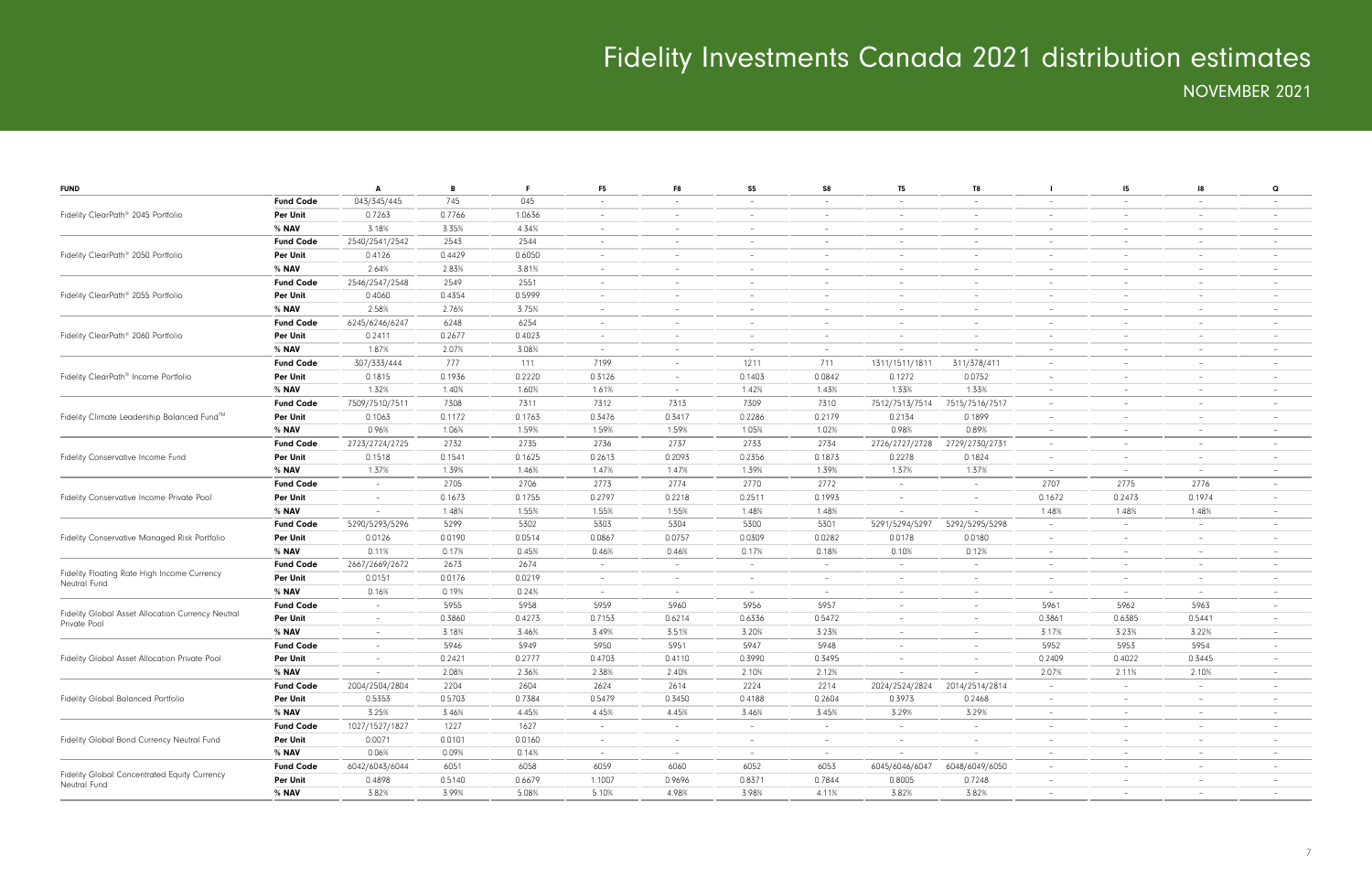# Fidelity Investments Canada 2021 distribution estimates

## NOVEMBER 2021

| FUND | | A | B | F | F5 | F8 | S5 | S8 | T5 | T8 | I | I5 | I8 | Q |
|---|---|---|---|---|---|---|---|---|---|---|---|---|---|---|
| Fidelity ClearPath® 2045 Portfolio | **Fund Code** | 043/345/445 | 745 | 045 | – | – | – | – | – | – | – | – | – | – |
| | **Per Unit** | 0.7263 | 0.7766 | 1.0636 | – | – | – | – | – | – | – | – | – | – |
| | **% NAV** | 3.18% | 3.35% | 4.34% | – | – | – | – | – | – | – | – | – | – |
| Fidelity ClearPath® 2050 Portfolio | **Fund Code** | 2540/2541/2542 | 2543 | 2544 | – | – | – | – | – | – | – | – | – | – |
| | **Per Unit** | 0.4126 | 0.4429 | 0.6050 | – | – | – | – | – | – | – | – | – | – |
| | **% NAV** | 2.64% | 2.83% | 3.81% | – | – | – | – | – | – | – | – | – | – |
| Fidelity ClearPath® 2055 Portfolio | **Fund Code** | 2546/2547/2548 | 2549 | 2551 | – | – | – | – | – | – | – | – | – | – |
| | **Per Unit** | 0.4060 | 0.4354 | 0.5999 | – | – | – | – | – | – | – | – | – | – |
| | **% NAV** | 2.58% | 2.76% | 3.75% | – | – | – | – | – | – | – | – | – | – |
| Fidelity ClearPath® 2060 Portfolio | **Fund Code** | 6245/6246/6247 | 6248 | 6254 | – | – | – | – | – | – | – | – | – | – |
| | **Per Unit** | 0.2411 | 0.2677 | 0.4023 | – | – | – | – | – | – | – | – | – | – |
| | **% NAV** | 1.87% | 2.07% | 3.08% | – | – | – | – | – | – | – | – | – | – |
| Fidelity ClearPath® Income Portfolio | **Fund Code** | 307/333/444 | 777 | 111 | 7199 | – | 1211 | 711 | 1311/1511/1811 | 311/378/411 | – | – | – | – |
| | **Per Unit** | 0.1815 | 0.1936 | 0.2220 | 0.3126 | – | 0.1403 | 0.0842 | 0.1272 | 0.0752 | – | – | – | – |
| | **% NAV** | 1.32% | 1.40% | 1.60% | 1.61% | – | 1.42% | 1.43% | 1.33% | 1.33% | – | – | – | – |
| Fidelity Climate Leadership Balanced Fund™ | **Fund Code** | 7509/7510/7511 | 7308 | 7311 | 7312 | 7313 | 7309 | 7310 | 7512/7513/7514 | 7515/7516/7517 | – | – | – | – |
| | **Per Unit** | 0.1063 | 0.1172 | 0.1763 | 0.3476 | 0.3417 | 0.2286 | 0.2179 | 0.2134 | 0.1899 | – | – | – | – |
| | **% NAV** | 0.96% | 1.06% | 1.59% | 1.59% | 1.59% | 1.05% | 1.02% | 0.98% | 0.89% | – | – | – | – |
| Fidelity Conservative Income Fund | **Fund Code** | 2723/2724/2725 | 2732 | 2735 | 2736 | 2737 | 2733 | 2734 | 2726/2727/2728 | 2729/2730/2731 | – | – | – | – |
| | **Per Unit** | 0.1518 | 0.1541 | 0.1625 | 0.2613 | 0.2093 | 0.2356 | 0.1873 | 0.2278 | 0.1824 | – | – | – | – |
| | **% NAV** | 1.37% | 1.39% | 1.46% | 1.47% | 1.47% | 1.39% | 1.39% | 1.37% | 1.37% | – | – | – | – |
| Fidelity Conservative Income Private Pool | **Fund Code** | – | 2705 | 2706 | 2773 | 2774 | 2770 | 2772 | – | – | 2707 | 2775 | 2776 | – |
| | **Per Unit** | – | 0.1673 | 0.1755 | 0.2797 | 0.2218 | 0.2511 | 0.1993 | – | – | 0.1672 | 0.2473 | 0.1974 | – |
| | **% NAV** | – | 1.48% | 1.55% | 1.55% | 1.55% | 1.48% | 1.48% | – | – | 1.48% | 1.48% | 1.48% | – |
| Fidelity Conservative Managed Risk Portfolio | **Fund Code** | 5290/5293/5296 | 5299 | 5302 | 5303 | 5304 | 5300 | 5301 | 5291/5294/5297 | 5292/5295/5298 | – | – | – | – |
| | **Per Unit** | 0.0126 | 0.0190 | 0.0514 | 0.0867 | 0.0757 | 0.0309 | 0.0282 | 0.0178 | 0.0180 | – | – | – | – |
| | **% NAV** | 0.11% | 0.17% | 0.45% | 0.46% | 0.46% | 0.17% | 0.18% | 0.10% | 0.12% | – | – | – | – |
| Fidelity Floating Rate High Income Currency Neutral Fund | **Fund Code** | 2667/2669/2672 | 2673 | 2674 | – | – | – | – | – | – | – | – | – | – |
| | **Per Unit** | 0.0151 | 0.0176 | 0.0219 | – | – | – | – | – | – | – | – | – | – |
| | **% NAV** | 0.16% | 0.19% | 0.24% | – | – | – | – | – | – | – | – | – | – |
| Fidelity Global Asset Allocation Currency Neutral Private Pool | **Fund Code** | – | 5955 | 5958 | 5959 | 5960 | 5956 | 5957 | – | – | 5961 | 5962 | 5963 | – |
| | **Per Unit** | – | 0.3860 | 0.4273 | 0.7153 | 0.6214 | 0.6336 | 0.5472 | – | – | 0.3861 | 0.6385 | 0.5441 | – |
| | **% NAV** | – | 3.18% | 3.46% | 3.49% | 3.51% | 3.20% | 3.23% | – | – | 3.17% | 3.23% | 3.22% | – |
| Fidelity Global Asset Allocation Private Pool | **Fund Code** | – | 5946 | 5949 | 5950 | 5951 | 5947 | 5948 | – | – | 5952 | 5953 | 5954 | – |
| | **Per Unit** | – | 0.2421 | 0.2777 | 0.4703 | 0.4110 | 0.3990 | 0.3495 | – | – | 0.2409 | 0.4022 | 0.3445 | – |
| | **% NAV** | – | 2.08% | 2.36% | 2.38% | 2.40% | 2.10% | 2.12% | – | – | 2.07% | 2.11% | 2.10% | – |
| Fidelity Global Balanced Portfolio | **Fund Code** | 2004/2504/2804 | 2204 | 2604 | 2624 | 2614 | 2224 | 2214 | 2024/2524/2824 | 2014/2514/2814 | – | – | – | – |
| | **Per Unit** | 0.5353 | 0.5703 | 0.7384 | 0.5479 | 0.3450 | 0.4188 | 0.2604 | 0.3973 | 0.2468 | – | – | – | – |
| | **% NAV** | 3.25% | 3.46% | 4.45% | 4.45% | 4.45% | 3.46% | 3.45% | 3.29% | 3.29% | – | – | – | – |
| Fidelity Global Bond Currency Neutral Fund | **Fund Code** | 1027/1527/1827 | 1227 | 1627 | – | – | – | – | – | – | – | – | – | – |
| | **Per Unit** | 0.0071 | 0.0101 | 0.0160 | – | – | – | – | – | – | – | – | – | – |
| | **% NAV** | 0.06% | 0.09% | 0.14% | – | – | – | – | – | – | – | – | – | – |
| Fidelity Global Concentrated Equity Currency Neutral Fund | **Fund Code** | 6042/6043/6044 | 6051 | 6058 | 6059 | 6060 | 6052 | 6053 | 6045/6046/6047 | 6048/6049/6050 | – | – | – | – |
| | **Per Unit** | 0.4898 | 0.5140 | 0.6679 | 1.1007 | 0.9696 | 0.8371 | 0.7844 | 0.8005 | 0.7248 | – | – | – | – |
| | **% NAV** | 3.82% | 3.99% | 5.08% | 5.10% | 4.98% | 3.98% | 4.11% | 3.82% | 3.82% | – | – | – | – |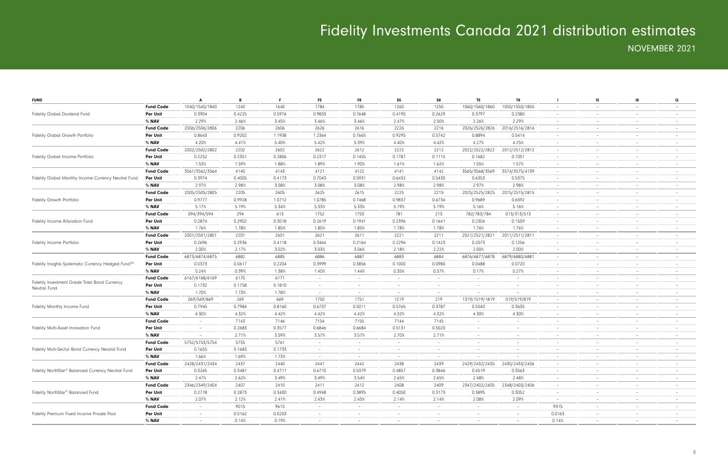# Fidelity Investments Canada 2021 distribution estimates

## NOVEMBER 2021

| FUND | | A | B | F | F5 | F8 | S5 | S8 | T5 | T8 | I | I5 | I8 | Q |
|---|---|---|---|---|---|---|---|---|---|---|---|---|---|---|
| Fidelity Global Dividend Fund | **Fund Code** | 1040/1540/1840 | 1240 | 1640 | 1784 | 1785 | 1260 | 1250 | 1060/1560/1860 | 1050/1550/1850 | – | – | – | – |
| | **Per Unit** | 0.3904 | 0.4225 | 0.5976 | 0.9833 | 0.7648 | 0.4190 | 0.2629 | 0.3797 | 0.2380 | – | – | – | – |
| | **% NAV** | 2.29% | 2.46% | 3.45% | 3.46% | 3.46% | 2.47% | 2.50% | 2.26% | 2.29% | – | – | – | – |
| Fidelity Global Growth Portfolio | **Fund Code** | 2006/2506/2806 | 2206 | 2606 | 2626 | 2616 | 2226 | 2216 | 2026/2526/2826 | 2016/2516/2816 | – | – | – | – |
| | **Per Unit** | 0.8643 | 0.9202 | 1.1938 | 1.2364 | 0.7665 | 0.9295 | 0.5742 | 0.8894 | 0.5414 | – | – | – | – |
| | **% NAV** | 4.20% | 4.41% | 5.40% | 5.42% | 5.39% | 4.40% | 4.42% | 4.27% | 4.25% | – | – | – | – |
| Fidelity Global Income Portfolio | **Fund Code** | 2002/2502/2802 | 2202 | 2602 | 2622 | 2612 | 2222 | 2212 | 2022/2522/2822 | 2012/2512/2812 | – | – | – | – |
| | **Per Unit** | 0.2252 | 0.2351 | 0.2806 | 0.2317 | 0.1455 | 0.1787 | 0.1115 | 0.1682 | 0.1051 | – | – | – | – |
| | **% NAV** | 1.53% | 1.59% | 1.88% | 1.89% | 1.90% | 1.61% | 1.62% | 1.55% | 1.57% | – | – | – | – |
| Fidelity Global Monthly Income Currency Neutral Fund | **Fund Code** | 3561/3562/3564 | 4140 | 4143 | 4121 | 4122 | 4141 | 4142 | 3565/3568/3569 | 3574/3575/4139 | – | – | – | – |
| | **Per Unit** | 0.3974 | 0.4005 | 0.4173 | 0.7043 | 0.5931 | 0.6432 | 0.5430 | 0.6353 | 0.5375 | – | – | – | – |
| | **% NAV** | 2.97% | 2.98% | 3.08% | 3.08% | 3.08% | 2.98% | 2.98% | 2.97% | 2.98% | – | – | – | – |
| Fidelity Growth Portfolio | **Fund Code** | 2005/2505/2805 | 2205 | 2605 | 2625 | 2615 | 2225 | 2215 | 2025/2525/2825 | 2015/2515/2815 | – | – | – | – |
| | **Per Unit** | 0.9777 | 0.9928 | 1.0712 | 1.0785 | 0.7468 | 0.9837 | 0.6734 | 0.9689 | 0.6592 | – | – | – | – |
| | **% NAV** | 5.17% | 5.19% | 5.34% | 5.33% | 5.33% | 5.19% | 5.19% | 5.16% | 5.16% | – | – | – | – |
| Fidelity Income Allocation Fund | **Fund Code** | 094/394/594 | 294 | 613 | 1752 | 1753 | 781 | 213 | 782/783/784 | 013/313/513 | – | – | – | – |
| | **Per Unit** | 0.2874 | 0.2902 | 0.3018 | 0.2619 | 0.1941 | 0.2396 | 0.1641 | 0.2304 | 0.1559 | – | – | – | – |
| | **% NAV** | 1.76% | 1.78% | 1.85% | 1.85% | 1.85% | 1.78% | 1.78% | 1.76% | 1.76% | – | – | – | – |
| Fidelity Income Portfolio | **Fund Code** | 2001/2501/2801 | 2201 | 2601 | 2621 | 2611 | 2221 | 2211 | 2021/2521/2821 | 2011/2511/2811 | – | – | – | – |
| | **Per Unit** | 0.2696 | 0.2936 | 0.4118 | 0.3464 | 0.2164 | 0.2296 | 0.1423 | 0.2073 | 0.1256 | – | – | – | – |
| | **% NAV** | 2.00% | 2.17% | 3.02% | 3.03% | 3.06% | 2.18% | 2.22% | 2.00% | 2.00% | – | – | – | – |
| Fidelity Insights Systematic Currency Hedged Fund™ | **Fund Code** | 6873/6874/6875 | 6882 | 6885 | 6886 | 6887 | 6883 | 6884 | 6876/6877/6878 | 6879/6880/6881 | – | – | – | – |
| | **Per Unit** | 0.0373 | 0.0617 | 0.2204 | 0.3999 | 0.3856 | 0.1000 | 0.0980 | 0.0488 | 0.0720 | – | – | – | – |
| | **% NAV** | 0.24% | 0.39% | 1.38% | 1.40% | 1.44% | 0.35% | 0.37% | 0.17% | 0.27% | – | – | – | – |
| Fidelity Investment Grade Total Bond Currency Neutral Fund | **Fund Code** | 6167/6168/6169 | 6170 | 6171 | – | – | – | – | – | – | – | – | – | – |
| | **Per Unit** | 0.1732 | 0.1758 | 0.1810 | – | – | – | – | – | – | – | – | – | – |
| | **% NAV** | 1.70% | 1.73% | 1.78% | – | – | – | – | – | – | – | – | – | – |
| Fidelity Monthly Income Fund | **Fund Code** | 069/569/869 | 269 | 669 | 1750 | 1751 | 1219 | 219 | 1319/1519/1819 | 019/519/819 | – | – | – | – |
| | **Per Unit** | 0.7945 | 0.7984 | 0.8160 | 0.6737 | 0.5011 | 0.5765 | 0.3787 | 0.5540 | 0.3635 | – | – | – | – |
| | **% NAV** | 4.30% | 4.32% | 4.42% | 4.42% | 4.42% | 4.32% | 4.32% | 4.30% | 4.30% | – | – | – | – |
| Fidelity Multi-Asset Innovation Fund | **Fund Code** | – | 7143 | 7146 | 7154 | 7155 | 7144 | 7145 | – | – | – | – | – | – |
| | **Per Unit** | – | 0.2683 | 0.3577 | 0.6846 | 0.6684 | 0.5131 | 0.5020 | – | – | – | – | – | – |
| | **% NAV** | – | 2.71% | 3.59% | 3.57% | 3.57% | 2.70% | 2.71% | – | – | – | – | – | – |
| Fidelity Multi-Sector Bond Currency Neutral Fund | **Fund Code** | 5752/5753/5754 | 5755 | 5761 | – | – | – | – | – | – | – | – | – | – |
| | **Per Unit** | 0.1655 | 0.1683 | 0.1733 | – | – | – | – | – | – | – | – | – | – |
| | **% NAV** | 1.66% | 1.69% | 1.73% | – | – | – | – | – | – | – | – | – | – |
| Fidelity NorthStar® Balanced Currency Neutral Fund | **Fund Code** | 2428/2431/2434 | 2437 | 2440 | 2441 | 2442 | 2438 | 2439 | 2429/2432/2435 | 2430/2433/2436 | – | – | – | – |
| | **Per Unit** | 0.3265 | 0.3481 | 0.4711 | 0.6710 | 0.5379 | 0.4857 | 0.3846 | 0.4519 | 0.3563 | – | – | – | – |
| | **% NAV** | 2.47% | 2.62% | 3.49% | 3.49% | 3.54% | 2.65% | 2.65% | 2.48% | 2.48% | – | – | – | – |
| Fidelity NorthStar® Balanced Fund | **Fund Code** | 2346/2349/2404 | 2407 | 2410 | 2411 | 2412 | 2408 | 2409 | 2347/2402/2405 | 2348/2403/2406 | – | – | – | – |
| | **Per Unit** | 0.2778 | 0.2873 | 0.3400 | 0.4948 | 0.3895 | 0.4050 | 0.3173 | 0.3895 | 0.3052 | – | – | – | – |
| | **% NAV** | 2.07% | 2.12% | 2.41% | 2.43% | 2.45% | 2.14% | 2.14% | 2.08% | 2.09% | – | – | – | – |
| Fidelity Premium Fixed Income Private Pool | **Fund Code** | – | 9015 | 9615 | – | – | – | – | – | – | 9315 | – | – | – |
| | **Per Unit** | – | 0.0162 | 0.0203 | – | – | – | – | – | – | 0.0163 | – | – | – |
| | **% NAV** | – | 0.14% | 0.19% | – | – | – | – | – | – | 0.14% | – | – | – |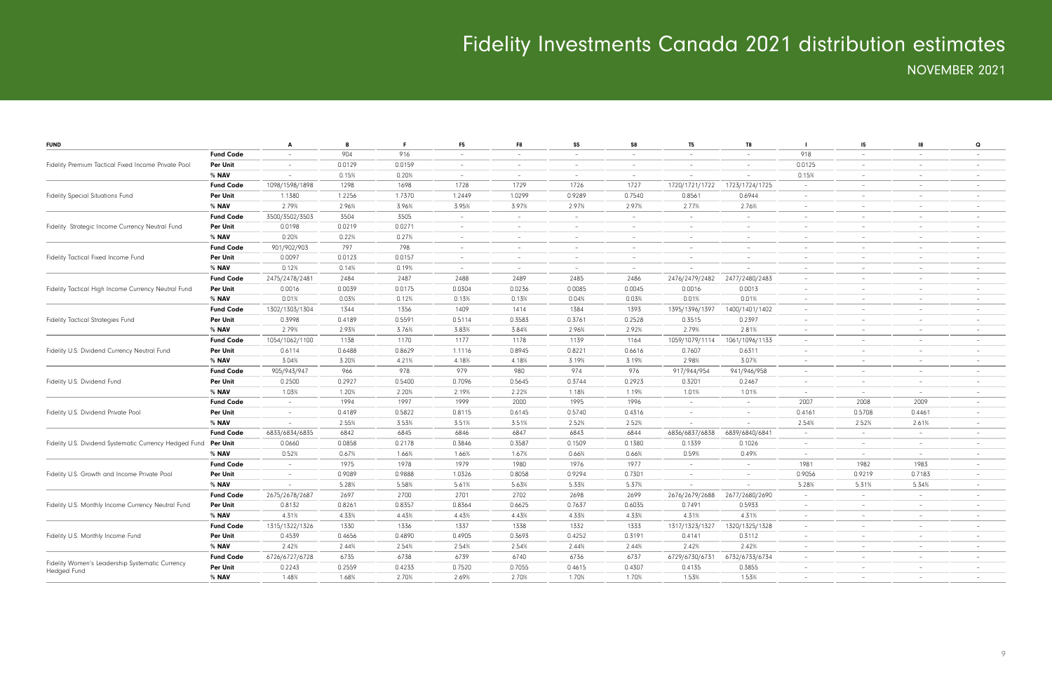# Fidelity Investments Canada 2021 distribution estimates

## NOVEMBER 2021

| FUND | | A | B | F | F5 | F8 | S5 | S8 | T5 | T8 | I | I5 | I8 | Q |
|---|---|---|---|---|---|---|---|---|---|---|---|---|---|---|
| Fidelity Premium Tactical Fixed Income Private Pool | **Fund Code** | – | 904 | 916 | – | – | – | – | – | – | 918 | – | – | – |
| | **Per Unit** | – | 0.0129 | 0.0159 | – | – | – | – | – | – | 0.0125 | – | – | – |
| | **% NAV** | – | 0.15% | 0.20% | – | – | – | – | – | – | 0.15% | – | – | – |
| Fidelity Special Situations Fund | **Fund Code** | 1098/1598/1898 | 1298 | 1698 | 1728 | 1729 | 1726 | 1727 | 1720/1721/1722 | 1723/1724/1725 | – | – | – | – |
| | **Per Unit** | 1.1380 | 1.2256 | 1.7370 | 1.2449 | 1.0299 | 0.9289 | 0.7540 | 0.8561 | 0.6944 | – | – | – | – |
| | **% NAV** | 2.79% | 2.96% | 3.96% | 3.95% | 3.97% | 2.97% | 2.97% | 2.77% | 2.76% | – | – | – | – |
| Fidelity Strategic Income Currency Neutral Fund | **Fund Code** | 3500/3502/3503 | 3504 | 3505 | – | – | – | – | – | – | – | – | – | – |
| | **Per Unit** | 0.0198 | 0.0219 | 0.0271 | – | – | – | – | – | – | – | – | – | – |
| | **% NAV** | 0.20% | 0.22% | 0.27% | – | – | – | – | – | – | – | – | – | – |
| Fidelity Tactical Fixed Income Fund | **Fund Code** | 901/902/903 | 797 | 798 | – | – | – | – | – | – | – | – | – | – |
| | **Per Unit** | 0.0097 | 0.0123 | 0.0157 | – | – | – | – | – | – | – | – | – | – |
| | **% NAV** | 0.12% | 0.14% | 0.19% | – | – | – | – | – | – | – | – | – | – |
| Fidelity Tactical High Income Currency Neutral Fund | **Fund Code** | 2475/2478/2481 | 2484 | 2487 | 2488 | 2489 | 2485 | 2486 | 2476/2479/2482 | 2477/2480/2483 | – | – | – | – |
| | **Per Unit** | 0.0016 | 0.0039 | 0.0175 | 0.0304 | 0.0236 | 0.0085 | 0.0045 | 0.0016 | 0.0013 | – | – | – | – |
| | **% NAV** | 0.01% | 0.03% | 0.12% | 0.13% | 0.13% | 0.04% | 0.03% | 0.01% | 0.01% | – | – | – | – |
| Fidelity Tactical Strategies Fund | **Fund Code** | 1302/1303/1304 | 1344 | 1356 | 1409 | 1414 | 1384 | 1393 | 1395/1396/1397 | 1400/1401/1402 | – | – | – | – |
| | **Per Unit** | 0.3998 | 0.4189 | 0.5591 | 0.5114 | 0.3583 | 0.3761 | 0.2528 | 0.3515 | 0.2397 | – | – | – | – |
| | **% NAV** | 2.79% | 2.93% | 3.76% | 3.83% | 3.84% | 2.96% | 2.92% | 2.79% | 2.81% | – | – | – | – |
| Fidelity U.S. Dividend Currency Neutral Fund | **Fund Code** | 1054/1062/1100 | 1138 | 1170 | 1177 | 1178 | 1139 | 1164 | 1059/1079/1114 | 1061/1096/1133 | – | – | – | – |
| | **Per Unit** | 0.6114 | 0.6488 | 0.8629 | 1.1116 | 0.8945 | 0.8221 | 0.6616 | 0.7607 | 0.6311 | – | – | – | – |
| | **% NAV** | 3.04% | 3.20% | 4.21% | 4.18% | 4.18% | 3.19% | 3.19% | 2.98% | 3.07% | – | – | – | – |
| Fidelity U.S. Dividend Fund | **Fund Code** | 905/943/947 | 966 | 978 | 979 | 980 | 974 | 976 | 917/944/954 | 941/946/958 | – | – | – | – |
| | **Per Unit** | 0.2500 | 0.2927 | 0.5400 | 0.7096 | 0.5645 | 0.3744 | 0.2923 | 0.3201 | 0.2467 | – | – | – | – |
| | **% NAV** | 1.03% | 1.20% | 2.20% | 2.19% | 2.22% | 1.18% | 1.19% | 1.01% | 1.01% | – | – | – | – |
| Fidelity U.S. Dividend Private Pool | **Fund Code** | – | 1994 | 1997 | 1999 | 2000 | 1995 | 1996 | – | – | 2007 | 2008 | 2009 | – |
| | **Per Unit** | – | 0.4189 | 0.5822 | 0.8115 | 0.6145 | 0.5740 | 0.4316 | – | – | 0.4161 | 0.5708 | 0.4461 | – |
| | **% NAV** | – | 2.55% | 3.53% | 3.51% | 3.51% | 2.52% | 2.52% | – | – | 2.54% | 2.52% | 2.61% | – |
| Fidelity U.S. Dividend Systematic Currency Hedged Fund | **Fund Code** | 6833/6834/6835 | 6842 | 6845 | 6846 | 6847 | 6843 | 6844 | 6836/6837/6838 | 6839/6840/6841 | – | – | – | – |
| | **Per Unit** | 0.0660 | 0.0858 | 0.2178 | 0.3846 | 0.3587 | 0.1509 | 0.1380 | 0.1339 | 0.1026 | – | – | – | – |
| | **% NAV** | 0.52% | 0.67% | 1.66% | 1.66% | 1.67% | 0.66% | 0.66% | 0.59% | 0.49% | – | – | – | – |
| Fidelity U.S. Growth and Income Private Pool | **Fund Code** | – | 1975 | 1978 | 1979 | 1980 | 1976 | 1977 | – | – | 1981 | 1982 | 1983 | – |
| | **Per Unit** | – | 0.9089 | 0.9888 | 1.0326 | 0.8058 | 0.9294 | 0.7301 | – | – | 0.9056 | 0.9219 | 0.7183 | – |
| | **% NAV** | – | 5.28% | 5.58% | 5.61% | 5.63% | 5.33% | 5.37% | – | – | 5.28% | 5.31% | 5.34% | – |
| Fidelity U.S. Monthly Income Currency Neutral Fund | **Fund Code** | 2675/2678/2687 | 2697 | 2700 | 2701 | 2702 | 2698 | 2699 | 2676/2679/2688 | 2677/2680/2690 | – | – | – | – |
| | **Per Unit** | 0.8132 | 0.8261 | 0.8357 | 0.8364 | 0.6625 | 0.7637 | 0.6035 | 0.7491 | 0.5933 | – | – | – | – |
| | **% NAV** | 4.31% | 4.33% | 4.43% | 4.43% | 4.43% | 4.33% | 4.33% | 4.31% | 4.31% | – | – | – | – |
| Fidelity U.S. Monthly Income Fund | **Fund Code** | 1315/1322/1326 | 1330 | 1336 | 1337 | 1338 | 1332 | 1333 | 1317/1323/1327 | 1320/1325/1328 | – | – | – | – |
| | **Per Unit** | 0.4539 | 0.4656 | 0.4890 | 0.4905 | 0.3693 | 0.4252 | 0.3191 | 0.4141 | 0.3112 | – | – | – | – |
| | **% NAV** | 2.42% | 2.44% | 2.54% | 2.54% | 2.54% | 2.44% | 2.44% | 2.42% | 2.42% | – | – | – | – |
| Fidelity Women's Leadership Systematic Currency Hedged Fund | **Fund Code** | 6726/6727/6728 | 6735 | 6738 | 6739 | 6740 | 6736 | 6737 | 6729/6730/6731 | 6732/6733/6734 | – | – | – | – |
| | **Per Unit** | 0.2243 | 0.2559 | 0.4233 | 0.7520 | 0.7055 | 0.4615 | 0.4307 | 0.4135 | 0.3855 | – | – | – | – |
| | **% NAV** | 1.48% | 1.68% | 2.70% | 2.69% | 2.70% | 1.70% | 1.70% | 1.53% | 1.53% | – | – | – | – |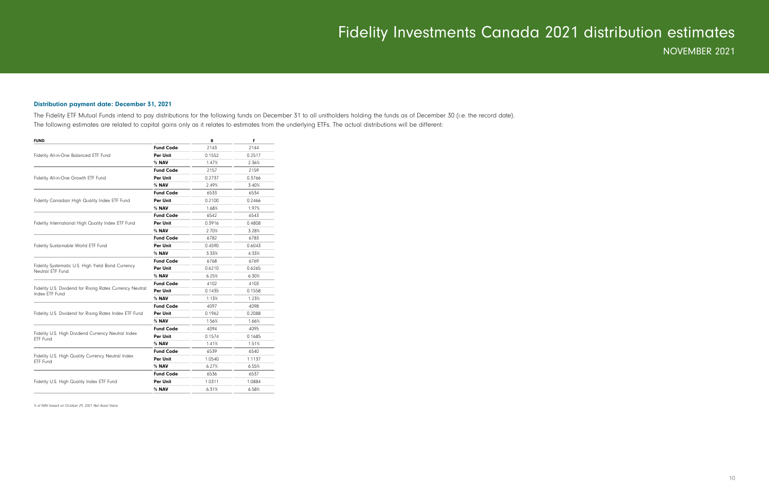# Fidelity Investments Canada 2021 distribution estimates

## NOVEMBER 2021

### Distribution payment date: December 31, 2021

The Fidelity ETF Mutual Funds intend to pay distributions for the following funds on December 31 to all unitholders holding the funds as of December 30 (i.e. the record date).
The following estimates are related to capital gains only as it relates to estimates from the underlying ETFs. The actual distributions will be different:

| FUND | | B | F |
|---|---|---|---|
| Fidelity All-in-One Balanced ETF Fund | **Fund Code** | 2143 | 2144 |
| | **Per Unit** | 0.1552 | 0.2517 |
| | **% NAV** | 1.47% | 2.36% |
| Fidelity All-in-One Growth ETF Fund | **Fund Code** | 2157 | 2159 |
| | **Per Unit** | 0.2737 | 0.3766 |
| | **% NAV** | 2.49% | 3.40% |
| Fidelity Canadian High Quality Index ETF Fund | **Fund Code** | 6533 | 6534 |
| | **Per Unit** | 0.2100 | 0.2466 |
| | **% NAV** | 1.68% | 1.97% |
| Fidelity International High Quality Index ETF Fund | **Fund Code** | 6542 | 6543 |
| | **Per Unit** | 0.3916 | 0.4808 |
| | **% NAV** | 2.70% | 3.28% |
| Fidelity Sustainable World ETF Fund | **Fund Code** | 6782 | 6783 |
| | **Per Unit** | 0.4590 | 0.6043 |
| | **% NAV** | 3.33% | 4.33% |
| Fidelity Systematic U.S. High Yield Bond Currency Neutral ETF Fund | **Fund Code** | 6768 | 6769 |
| | **Per Unit** | 0.6210 | 0.6265 |
| | **% NAV** | 6.25% | 6.30% |
| Fidelity U.S. Dividend for Rising Rates Currency Neutral Index ETF Fund | **Fund Code** | 4102 | 4103 |
| | **Per Unit** | 0.1435 | 0.1558 |
| | **% NAV** | 1.13% | 1.23% |
| Fidelity U.S. Dividend for Rising Rates Index ETF Fund | **Fund Code** | 4097 | 4098 |
| | **Per Unit** | 0.1962 | 0.2088 |
| | **% NAV** | 1.56% | 1.66% |
| Fidelity U.S. High Dividend Currency Neutral Index ETF Fund | **Fund Code** | 4094 | 4095 |
| | **Per Unit** | 0.1574 | 0.1685 |
| | **% NAV** | 1.41% | 1.51% |
| Fidelity U.S. High Quality Currency Neutral Index ETF Fund | **Fund Code** | 6539 | 6540 |
| | **Per Unit** | 1.0540 | 1.1137 |
| | **% NAV** | 6.27% | 6.55% |
| Fidelity U.S. High Quality Index ETF Fund | **Fund Code** | 6536 | 6537 |
| | **Per Unit** | 1.0311 | 1.0884 |
| | **% NAV** | 6.31% | 6.58% |

*% of NAV based on October 29, 2021 Net Asset Value*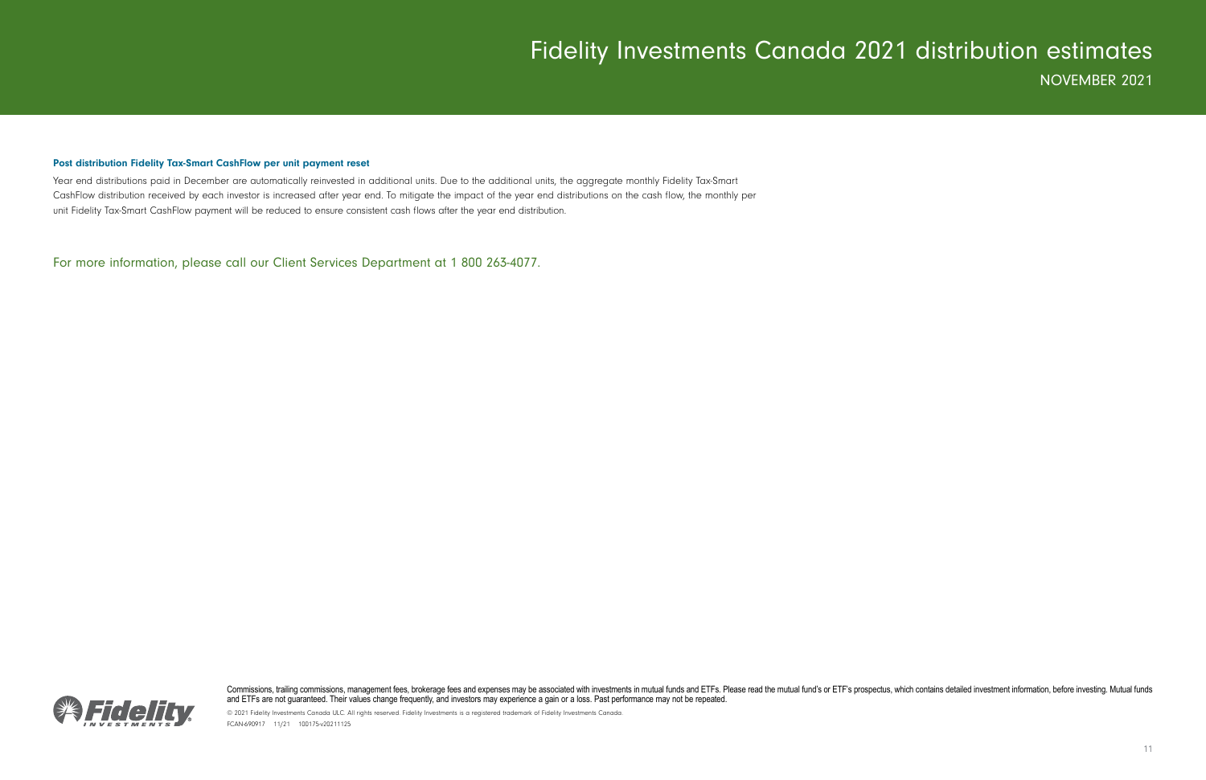# Fidelity Investments Canada 2021 distribution estimates

NOVEMBER 2021

**Post distribution Fidelity Tax-Smart CashFlow per unit payment reset**

Year end distributions paid in December are automatically reinvested in additional units. Due to the additional units, the aggregate monthly Fidelity Tax-Smart CashFlow distribution received by each investor is increased after year end. To mitigate the impact of the year end distributions on the cash flow, the monthly per unit Fidelity Tax-Smart CashFlow payment will be reduced to ensure consistent cash flows after the year end distribution.

For more information, please call our Client Services Department at 1 800 263-4077.

Commissions, trailing commissions, management fees, brokerage fees and expenses may be associated with investments in mutual funds and ETFs. Please read the mutual fund's or ETF's prospectus, which contains detailed investment information, before investing. Mutual funds and ETFs are not guaranteed. Their values change frequently, and investors may experience a gain or a loss. Past performance may not be repeated.

© 2021 Fidelity Investments Canada ULC. All rights reserved. Fidelity Investments is a registered trademark of Fidelity Investments Canada.

FCAN-690917 11/21 100175-v20211125